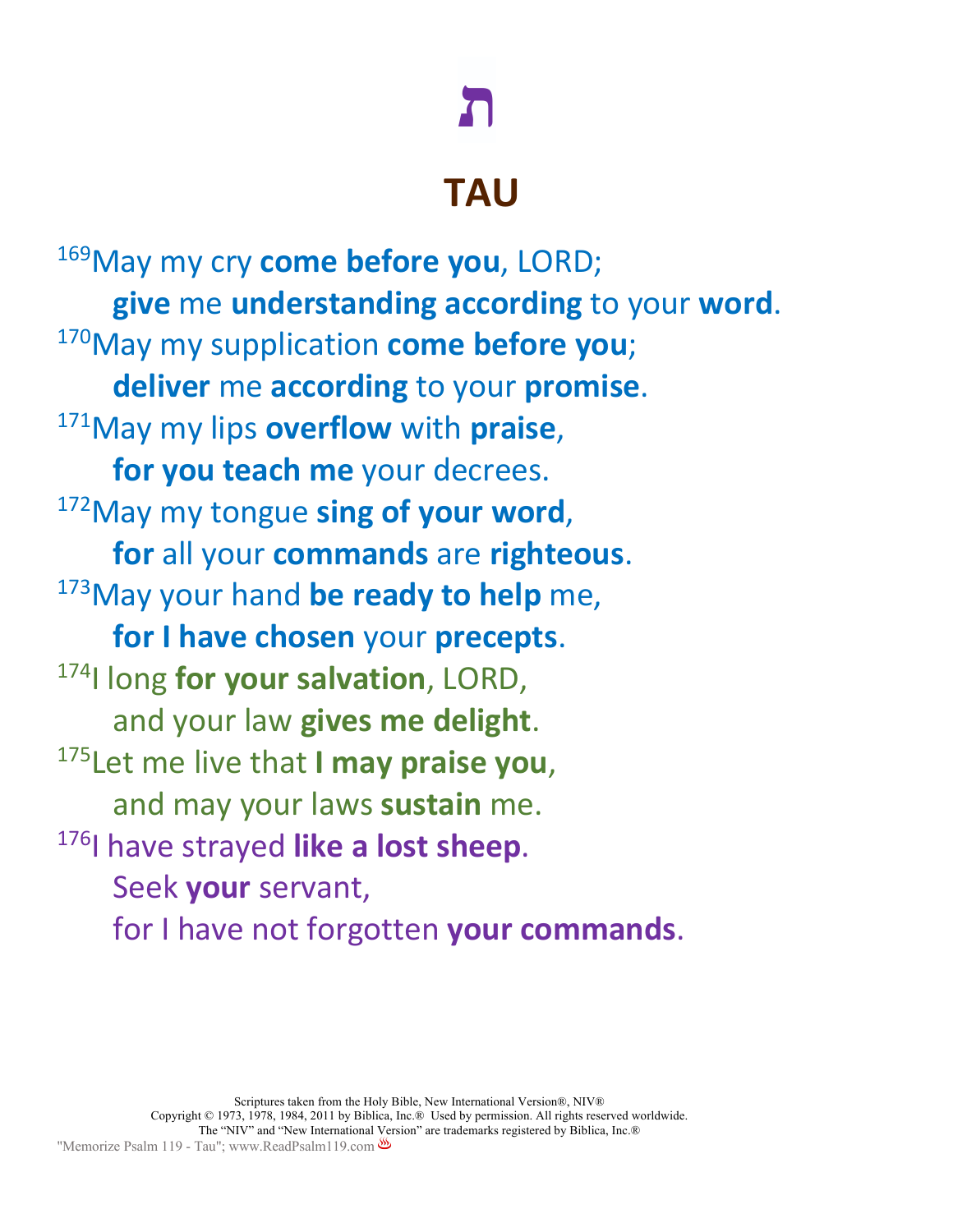# ת

# TAU

[169]May my cry **come before you**, LORD;
  **give** me **understanding according** to your **word**.
[170]May my supplication **come before you**;
  **deliver** me **according** to your **promise**.
[171]May my lips **overflow** with **praise**,
  **for you teach me** your decrees.
[172]May my tongue **sing of your word**,
  **for** all your **commands** are **righteous**.
[173]May your hand **be ready to help** me,
  **for I have chosen** your **precepts**.
[174]I long **for your salvation**, LORD,
  and your law **gives me delight**.
[175]Let me live that **I may praise you**,
  and may your laws **sustain** me.
[176]I have strayed **like a lost sheep**.
  Seek **your** servant,
  for I have not forgotten **your commands**.

Scriptures taken from the Holy Bible, New International Version®, NIV®
Copyright © 1973, 1978, 1984, 2011 by Biblica, Inc.® Used by permission. All rights reserved worldwide.
The "NIV" and "New International Version" are trademarks registered by Biblica, Inc.®
"Memorize Psalm 119 - Tau"; www.ReadPsalm119.com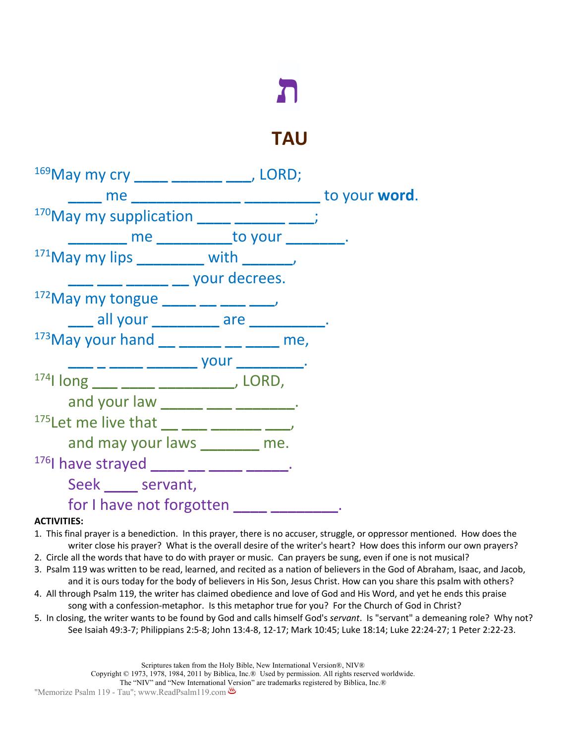# ת

# TAU

[169]May my cry ____ ______ ___, LORD;
 ____ me _____________ _________ to your **word**.
[170]May my supplication ____ ______ ___;
 _______ me _________to your _______.
[171]May my lips ________ with ______,
 ___ ___ _____ __ your decrees.
[172]May my tongue ____ __ ___ ___,
 ___ all your ________ are _________.
[173]May your hand __ _____ __ ____ me,
 ___ _ ____ ______ your ________.
[174]I long ___ ____ _________, LORD,
 and your law _____ ___ _______.
[175]Let me live that __ ___ ______ ___,
 and may your laws _______ me.
[176]I have strayed ____ __ ____ _____.
 Seek ____ servant,
 for I have not forgotten ____ ________.

**ACTIVITIES:**

1. This final prayer is a benediction. In this prayer, there is no accuser, struggle, or oppressor mentioned. How does the writer close his prayer? What is the overall desire of the writer's heart? How does this inform our own prayers?
2. Circle all the words that have to do with prayer or music. Can prayers be sung, even if one is not musical?
3. Psalm 119 was written to be read, learned, and recited as a nation of believers in the God of Abraham, Isaac, and Jacob, and it is ours today for the body of believers in His Son, Jesus Christ. How can you share this psalm with others?
4. All through Psalm 119, the writer has claimed obedience and love of God and His Word, and yet he ends this praise song with a confession-metaphor. Is this metaphor true for you? For the Church of God in Christ?
5. In closing, the writer wants to be found by God and calls himself God's *servant*. Is "servant" a demeaning role? Why not? See Isaiah 49:3-7; Philippians 2:5-8; John 13:4-8, 12-17; Mark 10:45; Luke 18:14; Luke 22:24-27; 1 Peter 2:22-23.

Scriptures taken from the Holy Bible, New International Version®, NIV®
Copyright © 1973, 1978, 1984, 2011 by Biblica, Inc.® Used by permission. All rights reserved worldwide.
The "NIV" and "New International Version" are trademarks registered by Biblica, Inc.®

"Memorize Psalm 119 - Tau"; www.ReadPsalm119.com